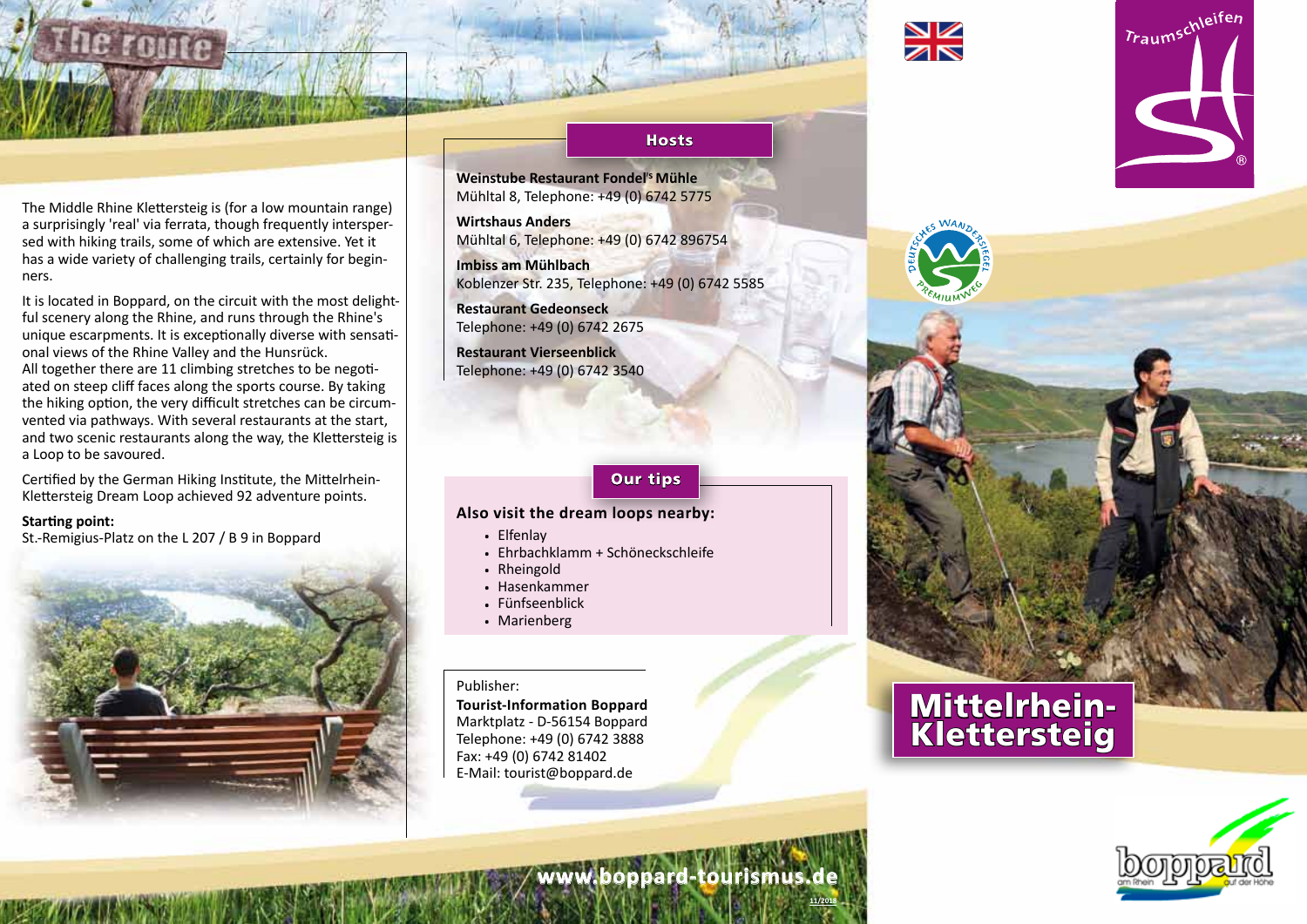# The route

The Middle Rhine Klettersteig is (for a low mountain range) a surprisingly 'real' via ferrata, though frequently interspersed with hiking trails, some of which are extensive. Yet it has a wide variety of challenging trails, certainly for beginners.

It is located in Boppard, on the circuit with the most delightful scenery along the Rhine, and runs through the Rhine's unique escarpments. It is exceptionally diverse with sensational views of the Rhine Valley and the Hunsrück.
All together there are 11 climbing stretches to be negotiated on steep cliff faces along the sports course. By taking the hiking option, the very difficult stretches can be circumvented via pathways. With several restaurants at the start, and two scenic restaurants along the way, the Klettersteig is a Loop to be savoured.

Certified by the German Hiking Institute, the Mittelrhein-Klettersteig Dream Loop achieved 92 adventure points.

**Starting point:**
St.-Remigius-Platz on the L 207 / B 9 in Boppard

## Hosts

**Weinstube Restaurant Fondel's Mühle**
Mühltal 8, Telephone: +49 (0) 6742 5775

**Wirtshaus Anders**
Mühltal 6, Telephone: +49 (0) 6742 896754

**Imbiss am Mühlbach**
Koblenzer Str. 235, Telephone: +49 (0) 6742 5585

**Restaurant Gedeonseck**
Telephone: +49 (0) 6742 2675

**Restaurant Vierseenblick**
Telephone: +49 (0) 6742 3540

## Our tips

### Also visit the dream loops nearby:

- Elfenlay
- Ehrbachklamm + Schöneckschleife
- Rheingold
- Hasenkammer
- Fünfseenblick
- Marienberg

Publisher:
**Tourist-Information Boppard**
Marktplatz - D-56154 Boppard
Telephone: +49 (0) 6742 3888
Fax: +49 (0) 6742 81402
E-Mail: tourist@boppard.de

**www.boppard-tourismus.de**

11/2018

Traumschleifen

Deutsches Wandersiegel Premiumweg

# Mittelrhein-Klettersteig

boppard am Rhein auf der Höhe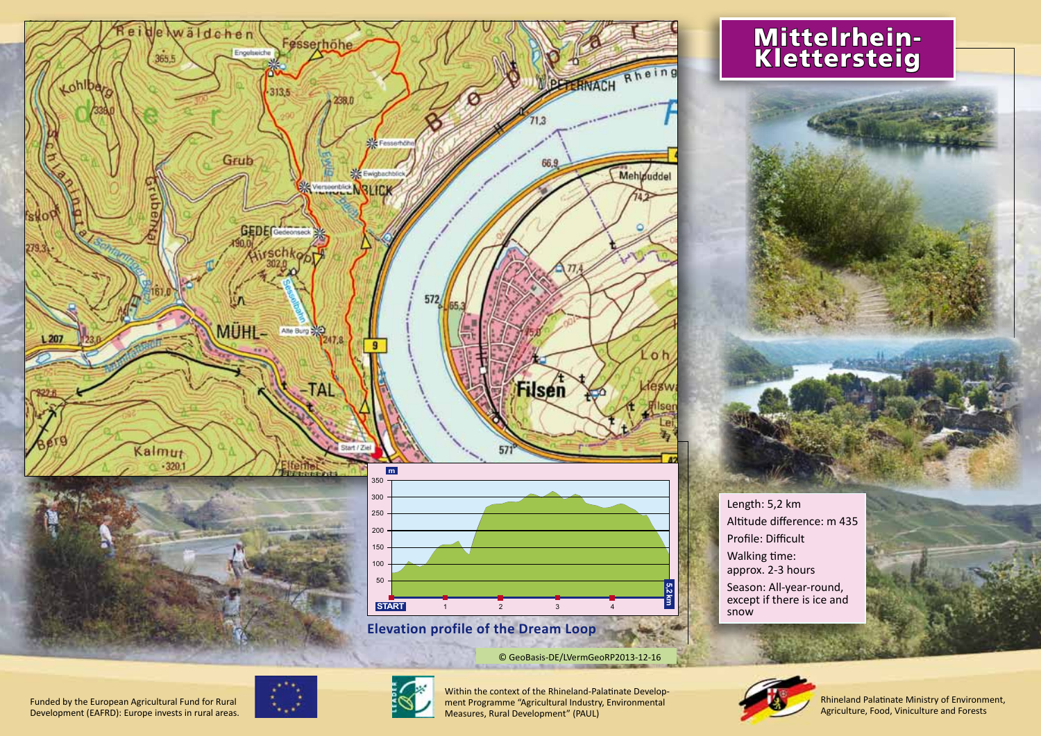# Mittelrhein-Klettersteig

Length: 5,2 km

Altitude difference: m 435

Profile: Difficult

Walking time: approx. 2-3 hours

Season: All-year-round, except if there is ice and snow

m
350
300
250
200
150
100
50
START
1
2
3
4
5,2 km

Elevation profile of the Dream Loop

© GeoBasis-DE/LVermGeoRP2013-12-16

Funded by the European Agricultural Fund for Rural Development (EAFRD): Europe invests in rural areas.

Within the context of the Rhineland-Palatinate Development Programme "Agricultural Industry, Environmental Measures, Rural Development" (PAUL)

Rhineland Palatinate Ministry of Environment, Agriculture, Food, Viniculture and Forests